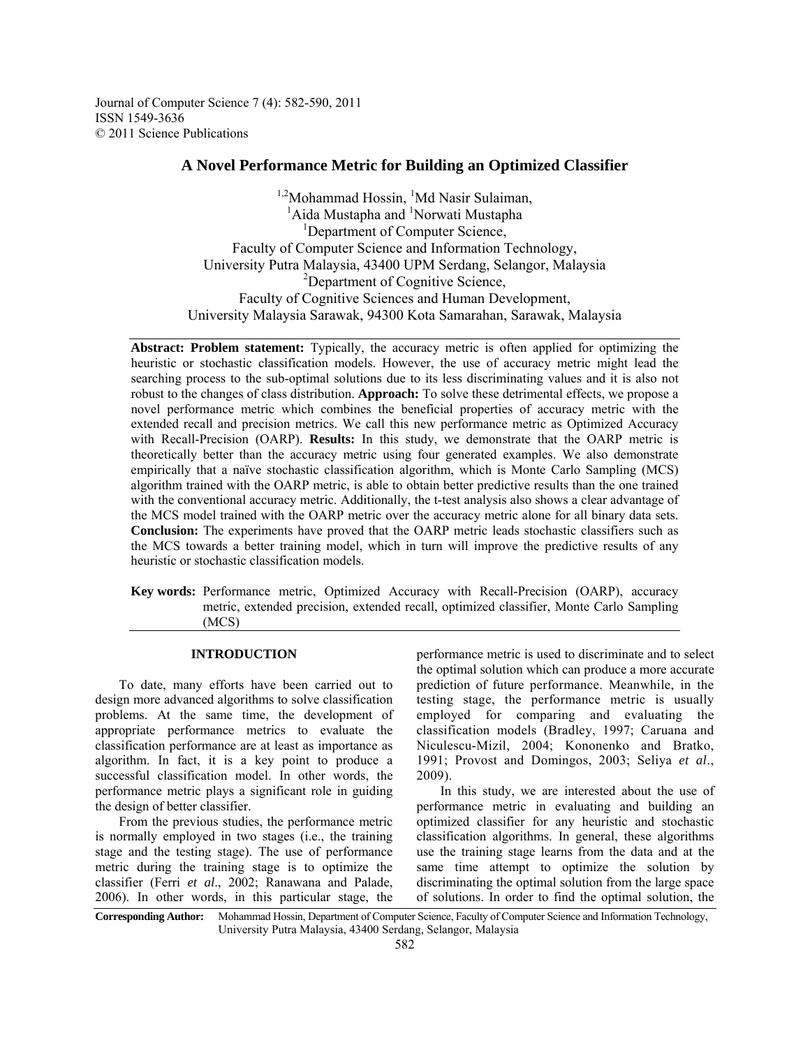Journal of Computer Science 7 (4): 582-590, 2011
ISSN 1549-3636
© 2011 Science Publications

# A Novel Performance Metric for Building an Optimized Classifier

[1,2]Mohammad Hossin, [1]Md Nasir Sulaiman,
[1]Aida Mustapha and [1]Norwati Mustapha
[1]Department of Computer Science,
Faculty of Computer Science and Information Technology,
University Putra Malaysia, 43400 UPM Serdang, Selangor, Malaysia
[2]Department of Cognitive Science,
Faculty of Cognitive Sciences and Human Development,
University Malaysia Sarawak, 94300 Kota Samarahan, Sarawak, Malaysia

**Abstract: Problem statement:** Typically, the accuracy metric is often applied for optimizing the heuristic or stochastic classification models. However, the use of accuracy metric might lead the searching process to the sub-optimal solutions due to its less discriminating values and it is also not robust to the changes of class distribution. **Approach:** To solve these detrimental effects, we propose a novel performance metric which combines the beneficial properties of accuracy metric with the extended recall and precision metrics. We call this new performance metric as Optimized Accuracy with Recall-Precision (OARP). **Results:** In this study, we demonstrate that the OARP metric is theoretically better than the accuracy metric using four generated examples. We also demonstrate empirically that a naïve stochastic classification algorithm, which is Monte Carlo Sampling (MCS) algorithm trained with the OARP metric, is able to obtain better predictive results than the one trained with the conventional accuracy metric. Additionally, the t-test analysis also shows a clear advantage of the MCS model trained with the OARP metric over the accuracy metric alone for all binary data sets. **Conclusion:** The experiments have proved that the OARP metric leads stochastic classifiers such as the MCS towards a better training model, which in turn will improve the predictive results of any heuristic or stochastic classification models.

**Key words:** Performance metric, Optimized Accuracy with Recall-Precision (OARP), accuracy metric, extended precision, extended recall, optimized classifier, Monte Carlo Sampling (MCS)

## INTRODUCTION

To date, many efforts have been carried out to design more advanced algorithms to solve classification problems. At the same time, the development of appropriate performance metrics to evaluate the classification performance are at least as importance as algorithm. In fact, it is a key point to produce a successful classification model. In other words, the performance metric plays a significant role in guiding the design of better classifier.

From the previous studies, the performance metric is normally employed in two stages (i.e., the training stage and the testing stage). The use of performance metric during the training stage is to optimize the classifier (Ferri *et al*., 2002; Ranawana and Palade, 2006). In other words, in this particular stage, the performance metric is used to discriminate and to select the optimal solution which can produce a more accurate prediction of future performance. Meanwhile, in the testing stage, the performance metric is usually employed for comparing and evaluating the classification models (Bradley, 1997; Caruana and Niculescu-Mizil, 2004; Kononenko and Bratko, 1991; Provost and Domingos, 2003; Seliya *et al*., 2009).

In this study, we are interested about the use of performance metric in evaluating and building an optimized classifier for any heuristic and stochastic classification algorithms. In general, these algorithms use the training stage learns from the data and at the same time attempt to optimize the solution by discriminating the optimal solution from the large space of solutions. In order to find the optimal solution, the

**Corresponding Author:** Mohammad Hossin, Department of Computer Science, Faculty of Computer Science and Information Technology, University Putra Malaysia, 43400 Serdang, Selangor, Malaysia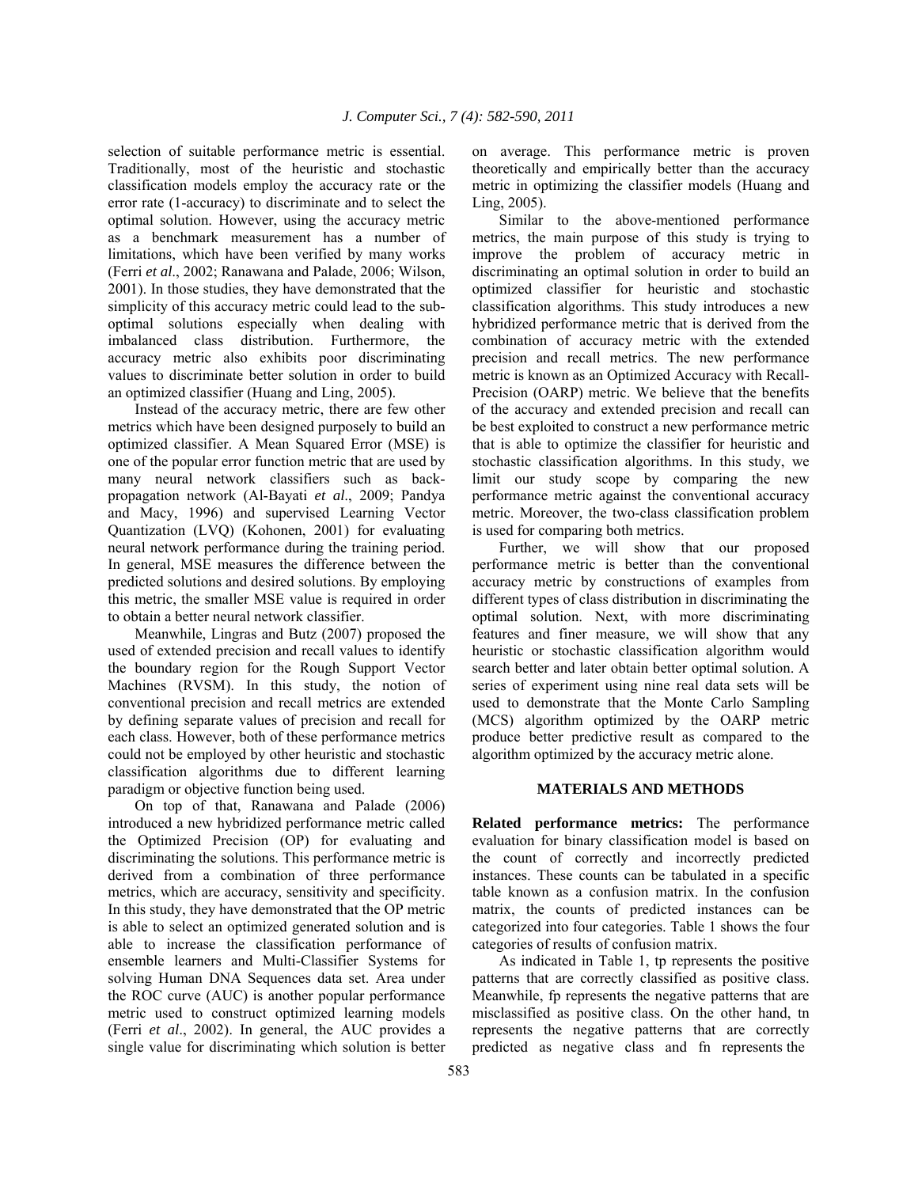selection of suitable performance metric is essential. Traditionally, most of the heuristic and stochastic classification models employ the accuracy rate or the error rate (1-accuracy) to discriminate and to select the optimal solution. However, using the accuracy metric as a benchmark measurement has a number of limitations, which have been verified by many works (Ferri *et al*., 2002; Ranawana and Palade, 2006; Wilson, 2001). In those studies, they have demonstrated that the simplicity of this accuracy metric could lead to the sub-optimal solutions especially when dealing with imbalanced class distribution. Furthermore, the accuracy metric also exhibits poor discriminating values to discriminate better solution in order to build an optimized classifier (Huang and Ling, 2005).

Instead of the accuracy metric, there are few other metrics which have been designed purposely to build an optimized classifier. A Mean Squared Error (MSE) is one of the popular error function metric that are used by many neural network classifiers such as back-propagation network (Al-Bayati *et al*., 2009; Pandya and Macy, 1996) and supervised Learning Vector Quantization (LVQ) (Kohonen, 2001) for evaluating neural network performance during the training period. In general, MSE measures the difference between the predicted solutions and desired solutions. By employing this metric, the smaller MSE value is required in order to obtain a better neural network classifier.

Meanwhile, Lingras and Butz (2007) proposed the used of extended precision and recall values to identify the boundary region for the Rough Support Vector Machines (RVSM). In this study, the notion of conventional precision and recall metrics are extended by defining separate values of precision and recall for each class. However, both of these performance metrics could not be employed by other heuristic and stochastic classification algorithms due to different learning paradigm or objective function being used.

On top of that, Ranawana and Palade (2006) introduced a new hybridized performance metric called the Optimized Precision (OP) for evaluating and discriminating the solutions. This performance metric is derived from a combination of three performance metrics, which are accuracy, sensitivity and specificity. In this study, they have demonstrated that the OP metric is able to select an optimized generated solution and is able to increase the classification performance of ensemble learners and Multi-Classifier Systems for solving Human DNA Sequences data set. Area under the ROC curve (AUC) is another popular performance metric used to construct optimized learning models (Ferri *et al*., 2002). In general, the AUC provides a single value for discriminating which solution is better on average. This performance metric is proven theoretically and empirically better than the accuracy metric in optimizing the classifier models (Huang and Ling, 2005).

Similar to the above-mentioned performance metrics, the main purpose of this study is trying to improve the problem of accuracy metric in discriminating an optimal solution in order to build an optimized classifier for heuristic and stochastic classification algorithms. This study introduces a new hybridized performance metric that is derived from the combination of accuracy metric with the extended precision and recall metrics. The new performance metric is known as an Optimized Accuracy with Recall-Precision (OARP) metric. We believe that the benefits of the accuracy and extended precision and recall can be best exploited to construct a new performance metric that is able to optimize the classifier for heuristic and stochastic classification algorithms. In this study, we limit our study scope by comparing the new performance metric against the conventional accuracy metric. Moreover, the two-class classification problem is used for comparing both metrics.

Further, we will show that our proposed performance metric is better than the conventional accuracy metric by constructions of examples from different types of class distribution in discriminating the optimal solution. Next, with more discriminating features and finer measure, we will show that any heuristic or stochastic classification algorithm would search better and later obtain better optimal solution. A series of experiment using nine real data sets will be used to demonstrate that the Monte Carlo Sampling (MCS) algorithm optimized by the OARP metric produce better predictive result as compared to the algorithm optimized by the accuracy metric alone.

## MATERIALS AND METHODS

**Related performance metrics:** The performance evaluation for binary classification model is based on the count of correctly and incorrectly predicted instances. These counts can be tabulated in a specific table known as a confusion matrix. In the confusion matrix, the counts of predicted instances can be categorized into four categories. Table 1 shows the four categories of results of confusion matrix.

As indicated in Table 1, tp represents the positive patterns that are correctly classified as positive class. Meanwhile, fp represents the negative patterns that are misclassified as positive class. On the other hand, tn represents the negative patterns that are correctly predicted as negative class and fn represents the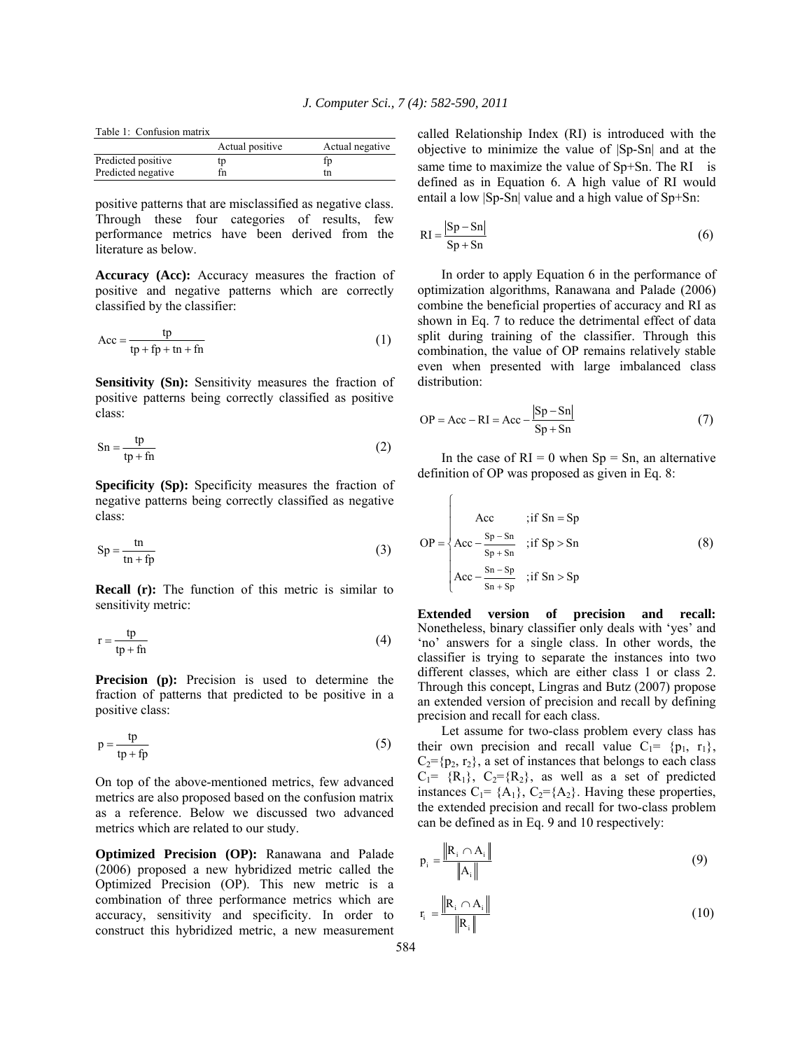Table 1: Confusion matrix

| | Actual positive | Actual negative |
|---|---|---|
| Predicted positive | tp | fp |
| Predicted negative | fn | tn |

positive patterns that are misclassified as negative class. Through these four categories of results, few performance metrics have been derived from the literature as below.

**Accuracy (Acc):** Accuracy measures the fraction of positive and negative patterns which are correctly classified by the classifier:

$$\text{Acc} = \frac{\text{tp}}{\text{tp} + \text{fp} + \text{tn} + \text{fn}} \tag{1}$$

**Sensitivity (Sn):** Sensitivity measures the fraction of positive patterns being correctly classified as positive class:

$$\text{Sn} = \frac{\text{tp}}{\text{tp} + \text{fn}} \tag{2}$$

**Specificity (Sp):** Specificity measures the fraction of negative patterns being correctly classified as negative class:

$$\text{Sp} = \frac{\text{tn}}{\text{tn} + \text{fp}} \tag{3}$$

**Recall (r):** The function of this metric is similar to sensitivity metric:

$$\text{r} = \frac{\text{tp}}{\text{tp} + \text{fn}} \tag{4}$$

**Precision (p):** Precision is used to determine the fraction of patterns that predicted to be positive in a positive class:

$$\text{p} = \frac{\text{tp}}{\text{tp} + \text{fp}} \tag{5}$$

On top of the above-mentioned metrics, few advanced metrics are also proposed based on the confusion matrix as a reference. Below we discussed two advanced metrics which are related to our study.

**Optimized Precision (OP):** Ranawana and Palade (2006) proposed a new hybridized metric called the Optimized Precision (OP). This new metric is a combination of three performance metrics which are accuracy, sensitivity and specificity. In order to construct this hybridized metric, a new measurement called Relationship Index (RI) is introduced with the objective to minimize the value of |Sp-Sn| and at the same time to maximize the value of Sp+Sn. The RI is defined as in Equation 6. A high value of RI would entail a low |Sp-Sn| value and a high value of Sp+Sn:

$$\text{RI} = \frac{|\text{Sp} - \text{Sn}|}{\text{Sp} + \text{Sn}} \tag{6}$$

In order to apply Equation 6 in the performance of optimization algorithms, Ranawana and Palade (2006) combine the beneficial properties of accuracy and RI as shown in Eq. 7 to reduce the detrimental effect of data split during training of the classifier. Through this combination, the value of OP remains relatively stable even when presented with large imbalanced class distribution:

$$\text{OP} = \text{Acc} - \text{RI} = \text{Acc} - \frac{|\text{Sp} - \text{Sn}|}{\text{Sp} + \text{Sn}} \tag{7}$$

In the case of RI = 0 when Sp = Sn, an alternative definition of OP was proposed as given in Eq. 8:

$$\text{OP} = \begin{cases} \text{Acc} & ;\text{if Sn} = \text{Sp} \\ \text{Acc} - \frac{\text{Sp} - \text{Sn}}{\text{Sp} + \text{Sn}} & ;\text{if Sp} > \text{Sn} \\ \text{Acc} - \frac{\text{Sn} - \text{Sp}}{\text{Sn} + \text{Sp}} & ;\text{if Sn} > \text{Sp} \end{cases} \tag{8}$$

**Extended version of precision and recall:** Nonetheless, binary classifier only deals with 'yes' and 'no' answers for a single class. In other words, the classifier is trying to separate the instances into two different classes, which are either class 1 or class 2. Through this concept, Lingras and Butz (2007) propose an extended version of precision and recall by defining precision and recall for each class.

Let assume for two-class problem every class has their own precision and recall value $C_1 = \{p_1, r_1\}$, $C_2 = \{p_2, r_2\}$, a set of instances that belongs to each class $C_1 = \{R_1\}$, $C_2 = \{R_2\}$, as well as a set of predicted instances $C_1 = \{A_1\}$, $C_2 = \{A_2\}$. Having these properties, the extended precision and recall for two-class problem can be defined as in Eq. 9 and 10 respectively:

$$p_i = \frac{\|R_i \cap A_i\|}{\|A_i\|} \tag{9}$$

$$r_i = \frac{\|R_i \cap A_i\|}{\|R_i\|} \tag{10}$$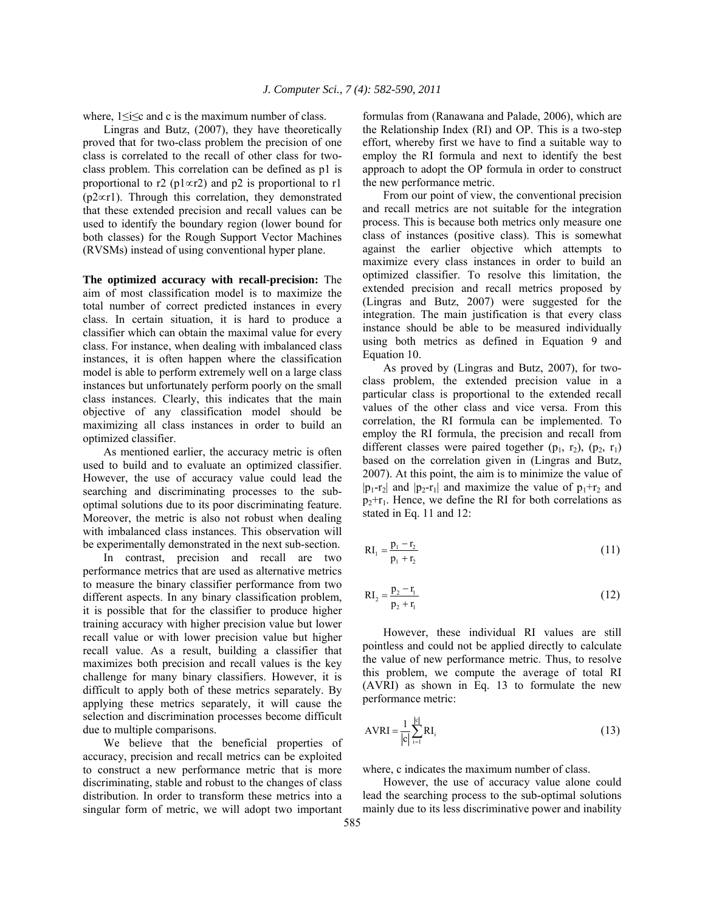where, $1 \leq i \leq c$ and c is the maximum number of class.

Lingras and Butz, (2007), they have theoretically proved that for two-class problem the precision of one class is correlated to the recall of other class for two-class problem. This correlation can be defined as p1 is proportional to r2 ($p1 \propto r2$) and p2 is proportional to r1 ($p2 \propto r1$). Through this correlation, they demonstrated that these extended precision and recall values can be used to identify the boundary region (lower bound for both classes) for the Rough Support Vector Machines (RVSMs) instead of using conventional hyper plane.

**The optimized accuracy with recall-precision:** The aim of most classification model is to maximize the total number of correct predicted instances in every class. In certain situation, it is hard to produce a classifier which can obtain the maximal value for every class. For instance, when dealing with imbalanced class instances, it is often happen where the classification model is able to perform extremely well on a large class instances but unfortunately perform poorly on the small class instances. Clearly, this indicates that the main objective of any classification model should be maximizing all class instances in order to build an optimized classifier.

As mentioned earlier, the accuracy metric is often used to build and to evaluate an optimized classifier. However, the use of accuracy value could lead the searching and discriminating processes to the sub-optimal solutions due to its poor discriminating feature. Moreover, the metric is also not robust when dealing with imbalanced class instances. This observation will be experimentally demonstrated in the next sub-section.

In contrast, precision and recall are two performance metrics that are used as alternative metrics to measure the binary classifier performance from two different aspects. In any binary classification problem, it is possible that for the classifier to produce higher training accuracy with higher precision value but lower recall value or with lower precision value but higher recall value. As a result, building a classifier that maximizes both precision and recall values is the key challenge for many binary classifiers. However, it is difficult to apply both of these metrics separately. By applying these metrics separately, it will cause the selection and discrimination processes become difficult due to multiple comparisons.

We believe that the beneficial properties of accuracy, precision and recall metrics can be exploited to construct a new performance metric that is more discriminating, stable and robust to the changes of class distribution. In order to transform these metrics into a singular form of metric, we will adopt two important formulas from (Ranawana and Palade, 2006), which are the Relationship Index (RI) and OP. This is a two-step effort, whereby first we have to find a suitable way to employ the RI formula and next to identify the best approach to adopt the OP formula in order to construct the new performance metric.

From our point of view, the conventional precision and recall metrics are not suitable for the integration process. This is because both metrics only measure one class of instances (positive class). This is somewhat against the earlier objective which attempts to maximize every class instances in order to build an optimized classifier. To resolve this limitation, the extended precision and recall metrics proposed by (Lingras and Butz, 2007) were suggested for the integration. The main justification is that every class instance should be able to be measured individually using both metrics as defined in Equation 9 and Equation 10.

As proved by (Lingras and Butz, 2007), for two-class problem, the extended precision value in a particular class is proportional to the extended recall values of the other class and vice versa. From this correlation, the RI formula can be implemented. To employ the RI formula, the precision and recall from different classes were paired together ($p_1$, $r_2$), ($p_2$, $r_1$) based on the correlation given in (Lingras and Butz, 2007). At this point, the aim is to minimize the value of $|p_1-r_2|$ and $|p_2-r_1|$ and maximize the value of $p_1+r_2$ and $p_2+r_1$. Hence, we define the RI for both correlations as stated in Eq. 11 and 12:

$$RI_1 = \frac{p_1 - r_2}{p_1 + r_2} \tag{11}$$

$$RI_2 = \frac{p_2 - r_1}{p_2 + r_1} \tag{12}$$

However, these individual RI values are still pointless and could not be applied directly to calculate the value of new performance metric. Thus, to resolve this problem, we compute the average of total RI (AVRI) as shown in Eq. 13 to formulate the new performance metric:

$$AVRI = \frac{1}{|c|} \sum_{i=1}^{|c|} RI_i \tag{13}$$

where, c indicates the maximum number of class.

However, the use of accuracy value alone could lead the searching process to the sub-optimal solutions mainly due to its less discriminative power and inability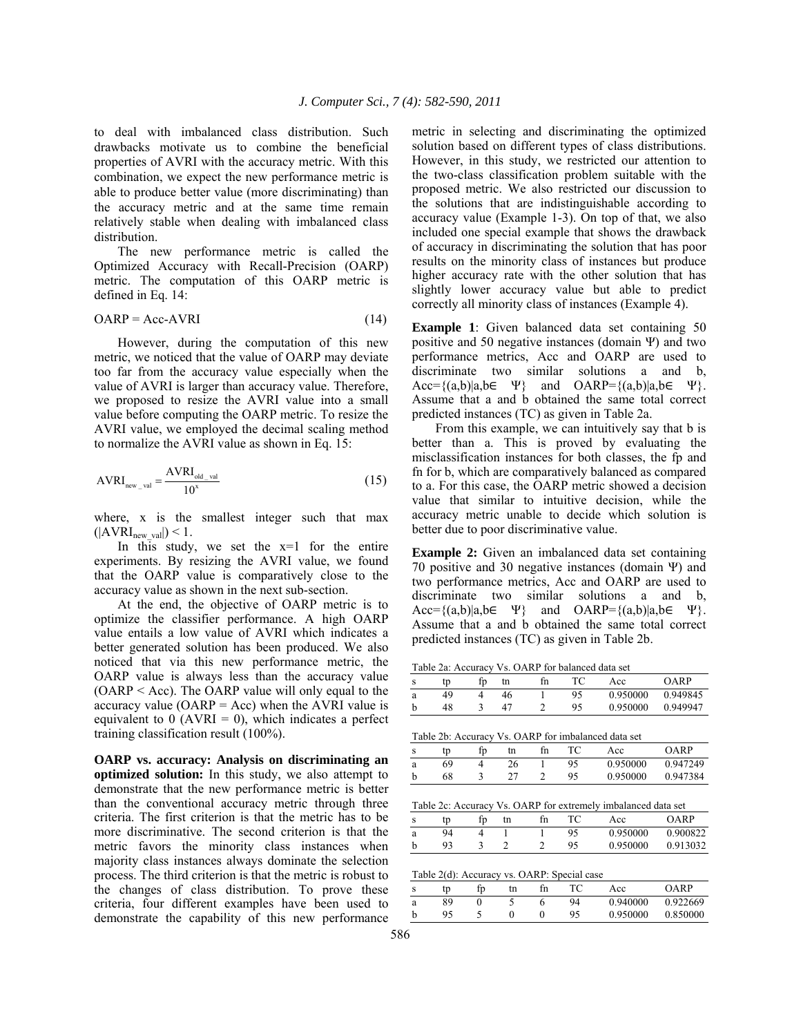to deal with imbalanced class distribution. Such drawbacks motivate us to combine the beneficial properties of AVRI with the accuracy metric. With this combination, we expect the new performance metric is able to produce better value (more discriminating) than the accuracy metric and at the same time remain relatively stable when dealing with imbalanced class distribution.

The new performance metric is called the Optimized Accuracy with Recall-Precision (OARP) metric. The computation of this OARP metric is defined in Eq. 14:

$$\text{OARP} = \text{Acc-AVRI} \tag{14}$$

However, during the computation of this new metric, we noticed that the value of OARP may deviate too far from the accuracy value especially when the value of AVRI is larger than accuracy value. Therefore, we proposed to resize the AVRI value into a small value before computing the OARP metric. To resize the AVRI value, we employed the decimal scaling method to normalize the AVRI value as shown in Eq. 15:

$$\text{AVRI}_{\text{new\_val}} = \frac{\text{AVRI}_{\text{old\_val}}}{10^{x}} \tag{15}$$

where, x is the smallest integer such that max $(|\text{AVRI}_{\text{new\_val}}|) < 1$.

In this study, we set the x=1 for the entire experiments. By resizing the AVRI value, we found that the OARP value is comparatively close to the accuracy value as shown in the next sub-section.

At the end, the objective of OARP metric is to optimize the classifier performance. A high OARP value entails a low value of AVRI which indicates a better generated solution has been produced. We also noticed that via this new performance metric, the OARP value is always less than the accuracy value (OARP < Acc). The OARP value will only equal to the accuracy value (OARP = Acc) when the AVRI value is equivalent to 0 (AVRI = 0), which indicates a perfect training classification result (100%).

**OARP vs. accuracy: Analysis on discriminating an optimized solution:** In this study, we also attempt to demonstrate that the new performance metric is better than the conventional accuracy metric through three criteria. The first criterion is that the metric has to be more discriminative. The second criterion is that the metric favors the minority class instances when majority class instances always dominate the selection process. The third criterion is that the metric is robust to the changes of class distribution. To prove these criteria, four different examples have been used to demonstrate the capability of this new performance metric in selecting and discriminating the optimized solution based on different types of class distributions. However, in this study, we restricted our attention to the two-class classification problem suitable with the proposed metric. We also restricted our discussion to the solutions that are indistinguishable according to accuracy value (Example 1-3). On top of that, we also included one special example that shows the drawback of accuracy in discriminating the solution that has poor results on the minority class of instances but produce higher accuracy rate with the other solution that has slightly lower accuracy value but able to predict correctly all minority class of instances (Example 4).

**Example 1**: Given balanced data set containing 50 positive and 50 negative instances (domain Ψ) and two performance metrics, Acc and OARP are used to discriminate two similar solutions a and b, Acc={(a,b)|a,b∈ Ψ} and OARP={(a,b)|a,b∈ Ψ}. Assume that a and b obtained the same total correct predicted instances (TC) as given in Table 2a.

From this example, we can intuitively say that b is better than a. This is proved by evaluating the misclassification instances for both classes, the fp and fn for b, which are comparatively balanced as compared to a. For this case, the OARP metric showed a decision value that similar to intuitive decision, while the accuracy metric unable to decide which solution is better due to poor discriminative value.

**Example 2:** Given an imbalanced data set containing 70 positive and 30 negative instances (domain Ψ) and two performance metrics, Acc and OARP are used to discriminate two similar solutions a and b, Acc={(a,b)|a,b∈ Ψ} and OARP={(a,b)|a,b∈ Ψ}. Assume that a and b obtained the same total correct predicted instances (TC) as given in Table 2b.

Table 2a: Accuracy Vs. OARP for balanced data set

| s | tp | fp | tn | fn | TC | Acc | OARP |
|---|---|---|---|---|---|---|---|
| a | 49 | 4 | 46 | 1 | 95 | 0.950000 | 0.949845 |
| b | 48 | 3 | 47 | 2 | 95 | 0.950000 | 0.949947 |

Table 2b: Accuracy Vs. OARP for imbalanced data set

| s | tp | fp | tn | fn | TC | Acc | OARP |
|---|---|---|---|---|---|---|---|
| a | 69 | 4 | 26 | 1 | 95 | 0.950000 | 0.947249 |
| b | 68 | 3 | 27 | 2 | 95 | 0.950000 | 0.947384 |

Table 2c: Accuracy Vs. OARP for extremely imbalanced data set

| s | tp | fp | tn | fn | TC | Acc | OARP |
|---|---|---|---|---|---|---|---|
| a | 94 | 4 | 1 | 1 | 95 | 0.950000 | 0.900822 |
| b | 93 | 3 | 2 | 2 | 95 | 0.950000 | 0.913032 |

Table 2(d): Accuracy vs. OARP: Special case

| s | tp | fp | tn | fn | TC | Acc | OARP |
|---|---|---|---|---|---|---|---|
| a | 89 | 0 | 5 | 6 | 94 | 0.940000 | 0.922669 |
| b | 95 | 5 | 0 | 0 | 95 | 0.950000 | 0.850000 |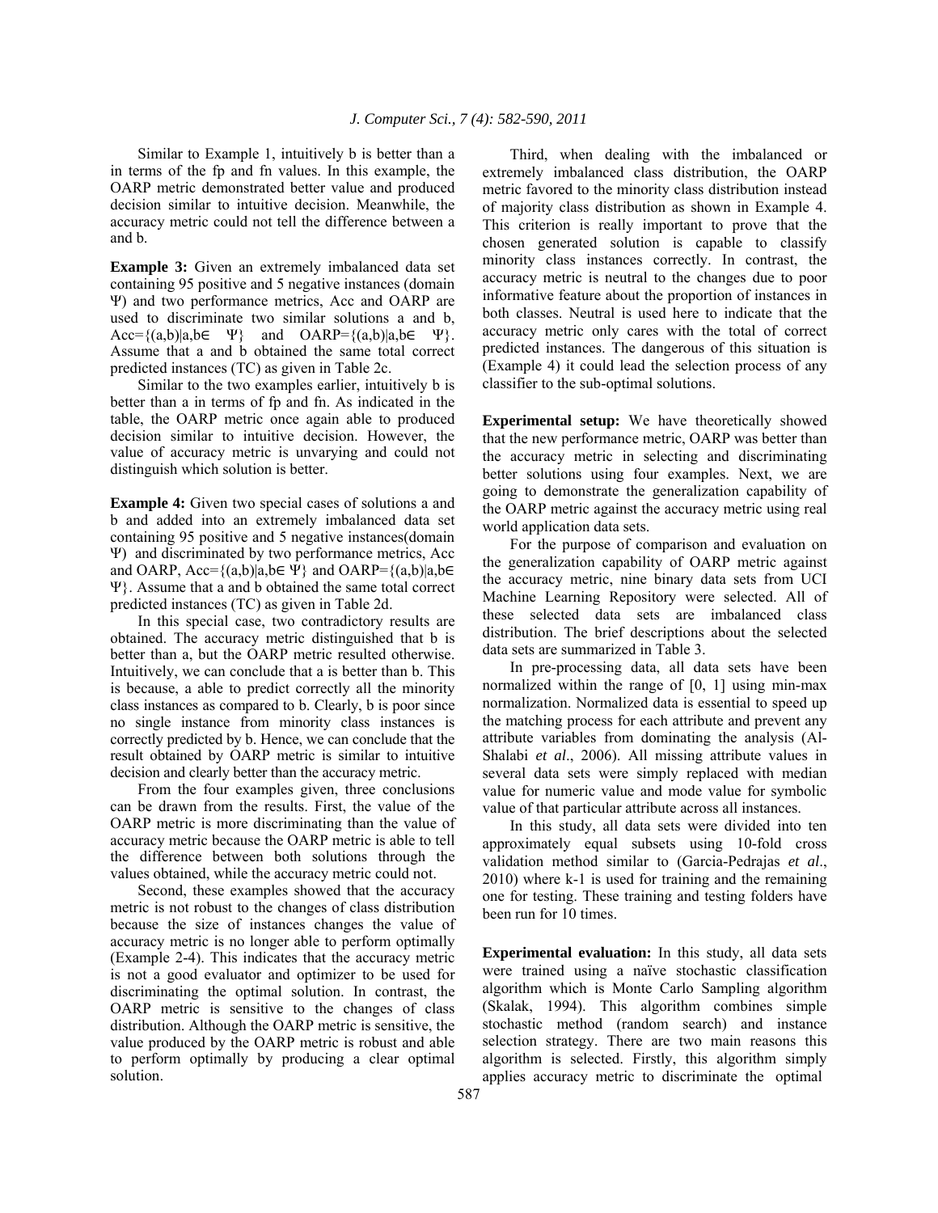Similar to Example 1, intuitively b is better than a in terms of the fp and fn values. In this example, the OARP metric demonstrated better value and produced decision similar to intuitive decision. Meanwhile, the accuracy metric could not tell the difference between a and b.

**Example 3:** Given an extremely imbalanced data set containing 95 positive and 5 negative instances (domain Ψ) and two performance metrics, Acc and OARP are used to discriminate two similar solutions a and b, $Acc=\{(a,b)|a,b\in \Psi\}$ and $OARP=\{(a,b)|a,b\in \Psi\}$. Assume that a and b obtained the same total correct predicted instances (TC) as given in Table 2c.

Similar to the two examples earlier, intuitively b is better than a in terms of fp and fn. As indicated in the table, the OARP metric once again able to produced decision similar to intuitive decision. However, the value of accuracy metric is unvarying and could not distinguish which solution is better.

**Example 4:** Given two special cases of solutions a and b and added into an extremely imbalanced data set containing 95 positive and 5 negative instances(domain Ψ) and discriminated by two performance metrics, Acc and OARP, $Acc=\{(a,b)|a,b\in \Psi\}$ and $OARP=\{(a,b)|a,b\in \Psi\}$. Assume that a and b obtained the same total correct predicted instances (TC) as given in Table 2d.

In this special case, two contradictory results are obtained. The accuracy metric distinguished that b is better than a, but the OARP metric resulted otherwise. Intuitively, we can conclude that a is better than b. This is because, a able to predict correctly all the minority class instances as compared to b. Clearly, b is poor since no single instance from minority class instances is correctly predicted by b. Hence, we can conclude that the result obtained by OARP metric is similar to intuitive decision and clearly better than the accuracy metric.

From the four examples given, three conclusions can be drawn from the results. First, the value of the OARP metric is more discriminating than the value of accuracy metric because the OARP metric is able to tell the difference between both solutions through the values obtained, while the accuracy metric could not.

Second, these examples showed that the accuracy metric is not robust to the changes of class distribution because the size of instances changes the value of accuracy metric is no longer able to perform optimally (Example 2-4). This indicates that the accuracy metric is not a good evaluator and optimizer to be used for discriminating the optimal solution. In contrast, the OARP metric is sensitive to the changes of class distribution. Although the OARP metric is sensitive, the value produced by the OARP metric is robust and able to perform optimally by producing a clear optimal solution.

Third, when dealing with the imbalanced or extremely imbalanced class distribution, the OARP metric favored to the minority class distribution instead of majority class distribution as shown in Example 4. This criterion is really important to prove that the chosen generated solution is capable to classify minority class instances correctly. In contrast, the accuracy metric is neutral to the changes due to poor informative feature about the proportion of instances in both classes. Neutral is used here to indicate that the accuracy metric only cares with the total of correct predicted instances. The dangerous of this situation is (Example 4) it could lead the selection process of any classifier to the sub-optimal solutions.

**Experimental setup:** We have theoretically showed that the new performance metric, OARP was better than the accuracy metric in selecting and discriminating better solutions using four examples. Next, we are going to demonstrate the generalization capability of the OARP metric against the accuracy metric using real world application data sets.

For the purpose of comparison and evaluation on the generalization capability of OARP metric against the accuracy metric, nine binary data sets from UCI Machine Learning Repository were selected. All of these selected data sets are imbalanced class distribution. The brief descriptions about the selected data sets are summarized in Table 3.

In pre-processing data, all data sets have been normalized within the range of [0, 1] using min-max normalization. Normalized data is essential to speed up the matching process for each attribute and prevent any attribute variables from dominating the analysis (Al-Shalabi *et al*., 2006). All missing attribute values in several data sets were simply replaced with median value for numeric value and mode value for symbolic value of that particular attribute across all instances.

In this study, all data sets were divided into ten approximately equal subsets using 10-fold cross validation method similar to (Garcia-Pedrajas *et al*., 2010) where k-1 is used for training and the remaining one for testing. These training and testing folders have been run for 10 times.

**Experimental evaluation:** In this study, all data sets were trained using a naïve stochastic classification algorithm which is Monte Carlo Sampling algorithm (Skalak, 1994). This algorithm combines simple stochastic method (random search) and instance selection strategy. There are two main reasons this algorithm is selected. Firstly, this algorithm simply applies accuracy metric to discriminate the optimal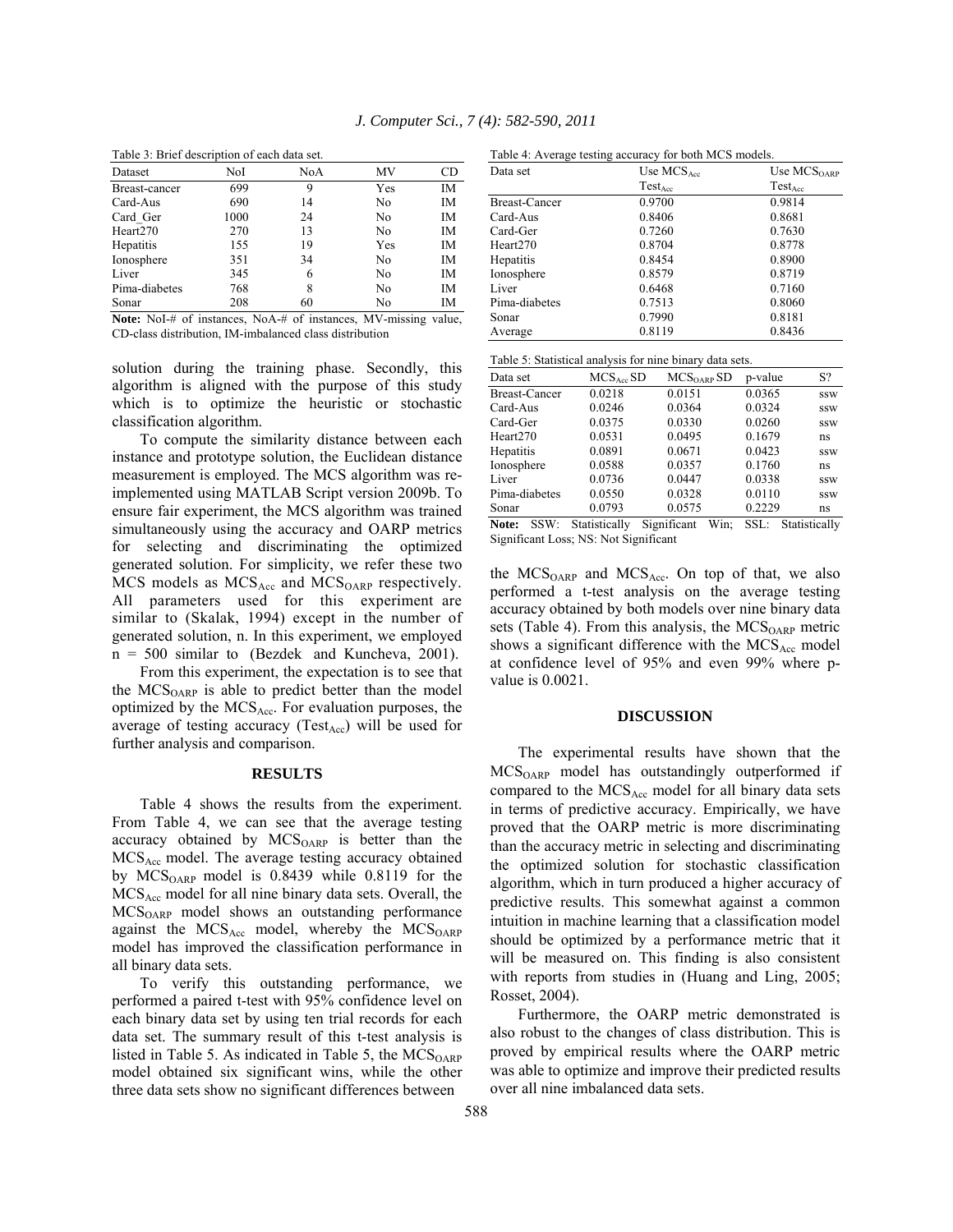Table 3: Brief description of each data set.

| Dataset | NoI | NoA | MV | CD |
|---|---|---|---|---|
| Breast-cancer | 699 | 9 | Yes | IM |
| Card-Aus | 690 | 14 | No | IM |
| Card_Ger | 1000 | 24 | No | IM |
| Heart270 | 270 | 13 | No | IM |
| Hepatitis | 155 | 19 | Yes | IM |
| Ionosphere | 351 | 34 | No | IM |
| Liver | 345 | 6 | No | IM |
| Pima-diabetes | 768 | 8 | No | IM |
| Sonar | 208 | 60 | No | IM |

**Note:** NoI-# of instances, NoA-# of instances, MV-missing value, CD-class distribution, IM-imbalanced class distribution

solution during the training phase. Secondly, this algorithm is aligned with the purpose of this study which is to optimize the heuristic or stochastic classification algorithm.

To compute the similarity distance between each instance and prototype solution, the Euclidean distance measurement is employed. The MCS algorithm was re-implemented using MATLAB Script version 2009b. To ensure fair experiment, the MCS algorithm was trained simultaneously using the accuracy and OARP metrics for selecting and discriminating the optimized generated solution. For simplicity, we refer these two MCS models as $MCS_{Acc}$ and $MCS_{OARP}$ respectively. All parameters used for this experiment are similar to (Skalak, 1994) except in the number of generated solution, n. In this experiment, we employed n = 500 similar to (Bezdek and Kuncheva, 2001).

From this experiment, the expectation is to see that the $MCS_{OARP}$ is able to predict better than the model optimized by the $MCS_{Acc}$. For evaluation purposes, the average of testing accuracy ($Test_{Acc}$) will be used for further analysis and comparison.

## RESULTS

Table 4 shows the results from the experiment. From Table 4, we can see that the average testing accuracy obtained by $MCS_{OARP}$ is better than the $MCS_{Acc}$ model. The average testing accuracy obtained by $MCS_{OARP}$ model is 0.8439 while 0.8119 for the $MCS_{Acc}$ model for all nine binary data sets. Overall, the $MCS_{OARP}$ model shows an outstanding performance against the $MCS_{Acc}$ model, whereby the $MCS_{OARP}$ model has improved the classification performance in all binary data sets.

To verify this outstanding performance, we performed a paired t-test with 95% confidence level on each binary data set by using ten trial records for each data set. The summary result of this t-test analysis is listed in Table 5. As indicated in Table 5, the $MCS_{OARP}$ model obtained six significant wins, while the other three data sets show no significant differences between the $MCS_{OARP}$ and $MCS_{Acc}$. On top of that, we also performed a t-test analysis on the average testing accuracy obtained by both models over nine binary data sets (Table 4). From this analysis, the $MCS_{OARP}$ metric shows a significant difference with the $MCS_{Acc}$ model at confidence level of 95% and even 99% where p-value is 0.0021.

Table 4: Average testing accuracy for both MCS models.

| Data set | Use $MCS_{Acc}$ $Test_{Acc}$ | Use $MCS_{OARP}$ $Test_{Acc}$ |
|---|---|---|
| Breast-Cancer | 0.9700 | 0.9814 |
| Card-Aus | 0.8406 | 0.8681 |
| Card-Ger | 0.7260 | 0.7630 |
| Heart270 | 0.8704 | 0.8778 |
| Hepatitis | 0.8454 | 0.8900 |
| Ionosphere | 0.8579 | 0.8719 |
| Liver | 0.6468 | 0.7160 |
| Pima-diabetes | 0.7513 | 0.8060 |
| Sonar | 0.7990 | 0.8181 |
| Average | 0.8119 | 0.8436 |

Table 5: Statistical analysis for nine binary data sets.

| Data set | $MCS_{Acc}$ SD | $MCS_{OARP}$ SD | p-value | S? |
|---|---|---|---|---|
| Breast-Cancer | 0.0218 | 0.0151 | 0.0365 | SSW |
| Card-Aus | 0.0246 | 0.0364 | 0.0324 | SSW |
| Card-Ger | 0.0375 | 0.0330 | 0.0260 | SSW |
| Heart270 | 0.0531 | 0.0495 | 0.1679 | ns |
| Hepatitis | 0.0891 | 0.0671 | 0.0423 | SSW |
| Ionosphere | 0.0588 | 0.0357 | 0.1760 | ns |
| Liver | 0.0736 | 0.0447 | 0.0338 | SSW |
| Pima-diabetes | 0.0550 | 0.0328 | 0.0110 | SSW |
| Sonar | 0.0793 | 0.0575 | 0.2229 | ns |

**Note:** SSW: Statistically Significant Win; SSL: Statistically Significant Loss; NS: Not Significant

## DISCUSSION

The experimental results have shown that the $MCS_{OARP}$ model has outstandingly outperformed if compared to the $MCS_{Acc}$ model for all binary data sets in terms of predictive accuracy. Empirically, we have proved that the OARP metric is more discriminating than the accuracy metric in selecting and discriminating the optimized solution for stochastic classification algorithm, which in turn produced a higher accuracy of predictive results. This somewhat against a common intuition in machine learning that a classification model should be optimized by a performance metric that it will be measured on. This finding is also consistent with reports from studies in (Huang and Ling, 2005; Rosset, 2004).

Furthermore, the OARP metric demonstrated is also robust to the changes of class distribution. This is proved by empirical results where the OARP metric was able to optimize and improve their predicted results over all nine imbalanced data sets.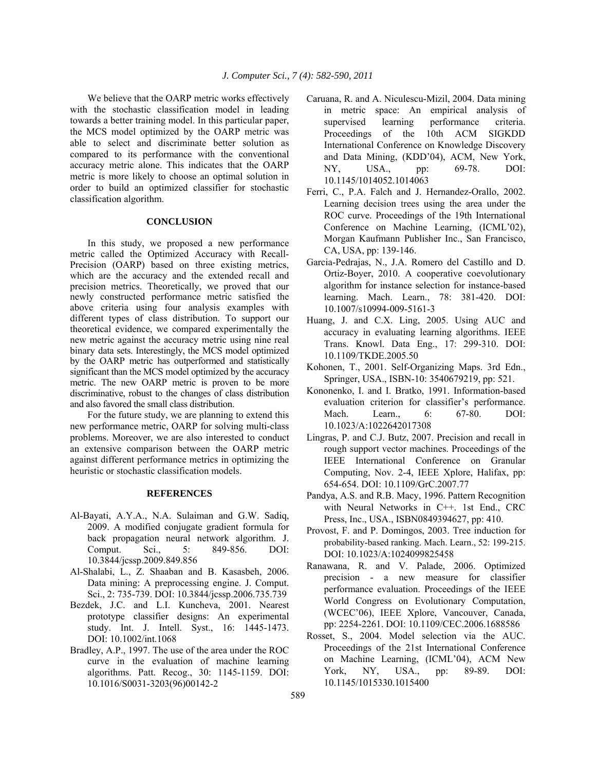We believe that the OARP metric works effectively with the stochastic classification model in leading towards a better training model. In this particular paper, the MCS model optimized by the OARP metric was able to select and discriminate better solution as compared to its performance with the conventional accuracy metric alone. This indicates that the OARP metric is more likely to choose an optimal solution in order to build an optimized classifier for stochastic classification algorithm.

## CONCLUSION

In this study, we proposed a new performance metric called the Optimized Accuracy with Recall-Precision (OARP) based on three existing metrics, which are the accuracy and the extended recall and precision metrics. Theoretically, we proved that our newly constructed performance metric satisfied the above criteria using four analysis examples with different types of class distribution. To support our theoretical evidence, we compared experimentally the new metric against the accuracy metric using nine real binary data sets. Interestingly, the MCS model optimized by the OARP metric has outperformed and statistically significant than the MCS model optimized by the accuracy metric. The new OARP metric is proven to be more discriminative, robust to the changes of class distribution and also favored the small class distribution.

For the future study, we are planning to extend this new performance metric, OARP for solving multi-class problems. Moreover, we are also interested to conduct an extensive comparison between the OARP metric against different performance metrics in optimizing the heuristic or stochastic classification models.

## REFERENCES

Al-Bayati, A.Y.A., N.A. Sulaiman and G.W. Sadiq, 2009. A modified conjugate gradient formula for back propagation neural network algorithm. J. Comput. Sci., 5: 849-856. DOI: 10.3844/jcssp.2009.849.856

Al-Shalabi, L., Z. Shaaban and B. Kasasbeh, 2006. Data mining: A preprocessing engine. J. Comput. Sci., 2: 735-739. DOI: 10.3844/jcssp.2006.735.739

Bezdek, J.C. and L.I. Kuncheva, 2001. Nearest prototype classifier designs: An experimental study. Int. J. Intell. Syst., 16: 1445-1473. DOI: 10.1002/int.1068

Bradley, A.P., 1997. The use of the area under the ROC curve in the evaluation of machine learning algorithms. Patt. Recog., 30: 1145-1159. DOI: 10.1016/S0031-3203(96)00142-2

Caruana, R. and A. Niculescu-Mizil, 2004. Data mining in metric space: An empirical analysis of supervised learning performance criteria. Proceedings of the 10th ACM SIGKDD International Conference on Knowledge Discovery and Data Mining, (KDD'04), ACM, New York, NY, USA., pp: 69-78. DOI: 10.1145/1014052.1014063

Ferri, C., P.A. Falch and J. Hernandez-Orallo, 2002. Learning decision trees using the area under the ROC curve. Proceedings of the 19th International Conference on Machine Learning, (ICML'02), Morgan Kaufmann Publisher Inc., San Francisco, CA, USA, pp: 139-146.

Garcia-Pedrajas, N., J.A. Romero del Castillo and D. Ortiz-Boyer, 2010. A cooperative coevolutionary algorithm for instance selection for instance-based learning. Mach. Learn., 78: 381-420. DOI: 10.1007/s10994-009-5161-3

Huang, J. and C.X. Ling, 2005. Using AUC and accuracy in evaluating learning algorithms. IEEE Trans. Knowl. Data Eng., 17: 299-310. DOI: 10.1109/TKDE.2005.50

Kohonen, T., 2001. Self-Organizing Maps. 3rd Edn., Springer, USA., ISBN-10: 3540679219, pp: 521.

Kononenko, I. and I. Bratko, 1991. Information-based evaluation criterion for classifier's performance. Mach. Learn., 6: 67-80. DOI: 10.1023/A:1022642017308

Lingras, P. and C.J. Butz, 2007. Precision and recall in rough support vector machines. Proceedings of the IEEE International Conference on Granular Computing, Nov. 2-4, IEEE Xplore, Halifax, pp: 654-654. DOI: 10.1109/GrC.2007.77

Pandya, A.S. and R.B. Macy, 1996. Pattern Recognition with Neural Networks in C++. 1st End., CRC Press, Inc., USA., ISBN0849394627, pp: 410.

Provost, F. and P. Domingos, 2003. Tree induction for probability-based ranking. Mach. Learn., 52: 199-215. DOI: 10.1023/A:1024099825458

Ranawana, R. and V. Palade, 2006. Optimized precision - a new measure for classifier performance evaluation. Proceedings of the IEEE World Congress on Evolutionary Computation, (WCEC'06), IEEE Xplore, Vancouver, Canada, pp: 2254-2261. DOI: 10.1109/CEC.2006.1688586

Rosset, S., 2004. Model selection via the AUC. Proceedings of the 21st International Conference on Machine Learning, (ICML'04), ACM New York, NY, USA., pp: 89-89. DOI: 10.1145/1015330.1015400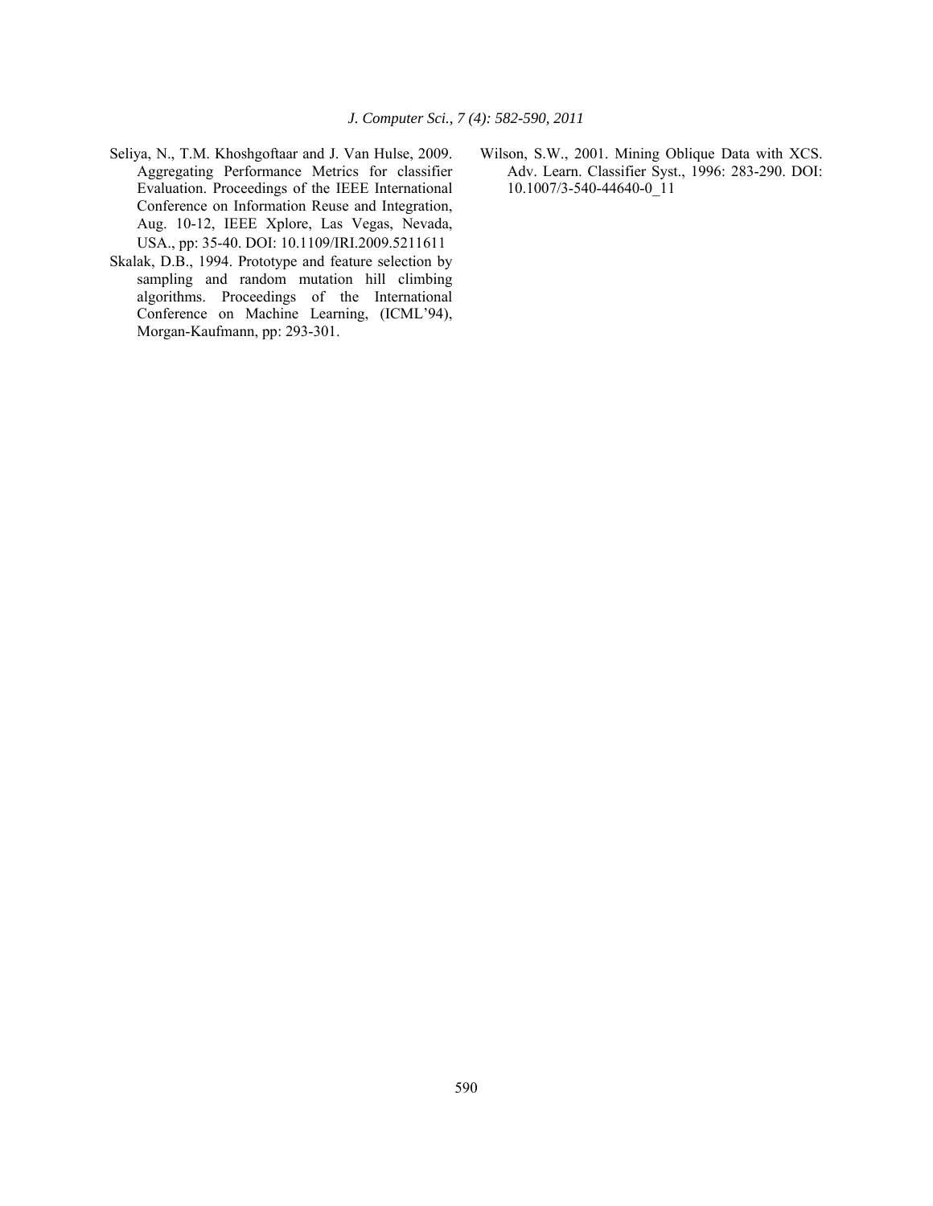Seliya, N., T.M. Khoshgoftaar and J. Van Hulse, 2009. Aggregating Performance Metrics for classifier Evaluation. Proceedings of the IEEE International Conference on Information Reuse and Integration, Aug. 10-12, IEEE Xplore, Las Vegas, Nevada, USA., pp: 35-40. DOI: 10.1109/IRI.2009.5211611

Skalak, D.B., 1994. Prototype and feature selection by sampling and random mutation hill climbing algorithms. Proceedings of the International Conference on Machine Learning, (ICML'94), Morgan-Kaufmann, pp: 293-301.

Wilson, S.W., 2001. Mining Oblique Data with XCS. Adv. Learn. Classifier Syst., 1996: 283-290. DOI: 10.1007/3-540-44640-0_11